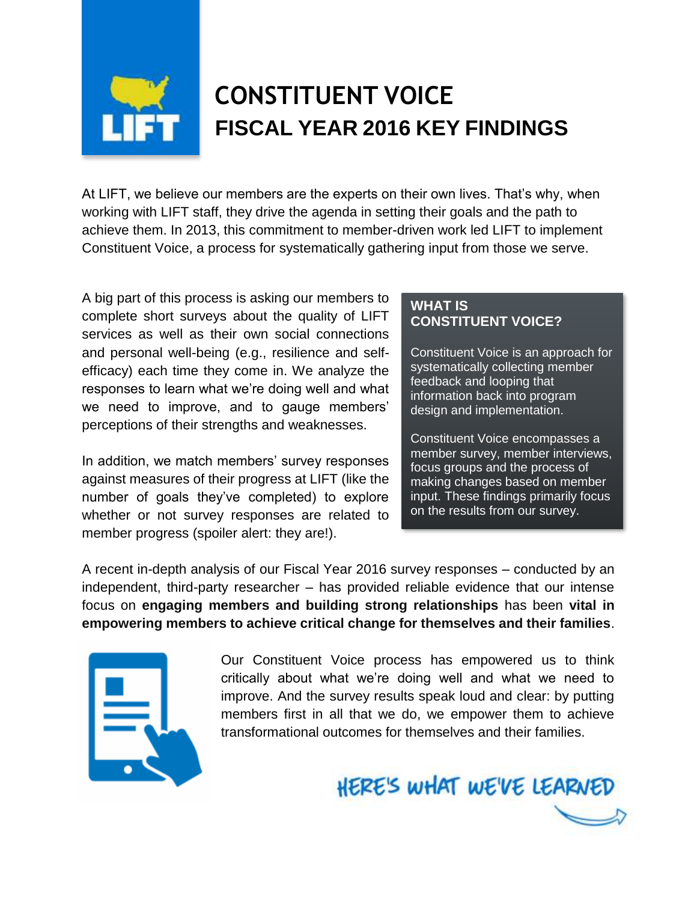# CONSTITUENT VOICE

## FISCAL YEAR 2016 KEY FINDINGS

At LIFT, we believe our members are the experts on their own lives. That's why, when working with LIFT staff, they drive the agenda in setting their goals and the path to achieve them. In 2013, this commitment to member-driven work led LIFT to implement Constituent Voice, a process for systematically gathering input from those we serve.

A big part of this process is asking our members to complete short surveys about the quality of LIFT services as well as their own social connections and personal well-being (e.g., resilience and self-efficacy) each time they come in. We analyze the responses to learn what we're doing well and what we need to improve, and to gauge members' perceptions of their strengths and weaknesses.

In addition, we match members' survey responses against measures of their progress at LIFT (like the number of goals they've completed) to explore whether or not survey responses are related to member progress (spoiler alert: they are!).

### WHAT IS CONSTITUENT VOICE?

Constituent Voice is an approach for systematically collecting member feedback and looping that information back into program design and implementation.

Constituent Voice encompasses a member survey, member interviews, focus groups and the process of making changes based on member input. These findings primarily focus on the results from our survey.

A recent in-depth analysis of our Fiscal Year 2016 survey responses – conducted by an independent, third-party researcher – has provided reliable evidence that our intense focus on **engaging members and building strong relationships** has been **vital in empowering members to achieve critical change for themselves and their families**.

Our Constituent Voice process has empowered us to think critically about what we're doing well and what we need to improve. And the survey results speak loud and clear: by putting members first in all that we do, we empower them to achieve transformational outcomes for themselves and their families.

HERE'S WHAT WE'VE LEARNED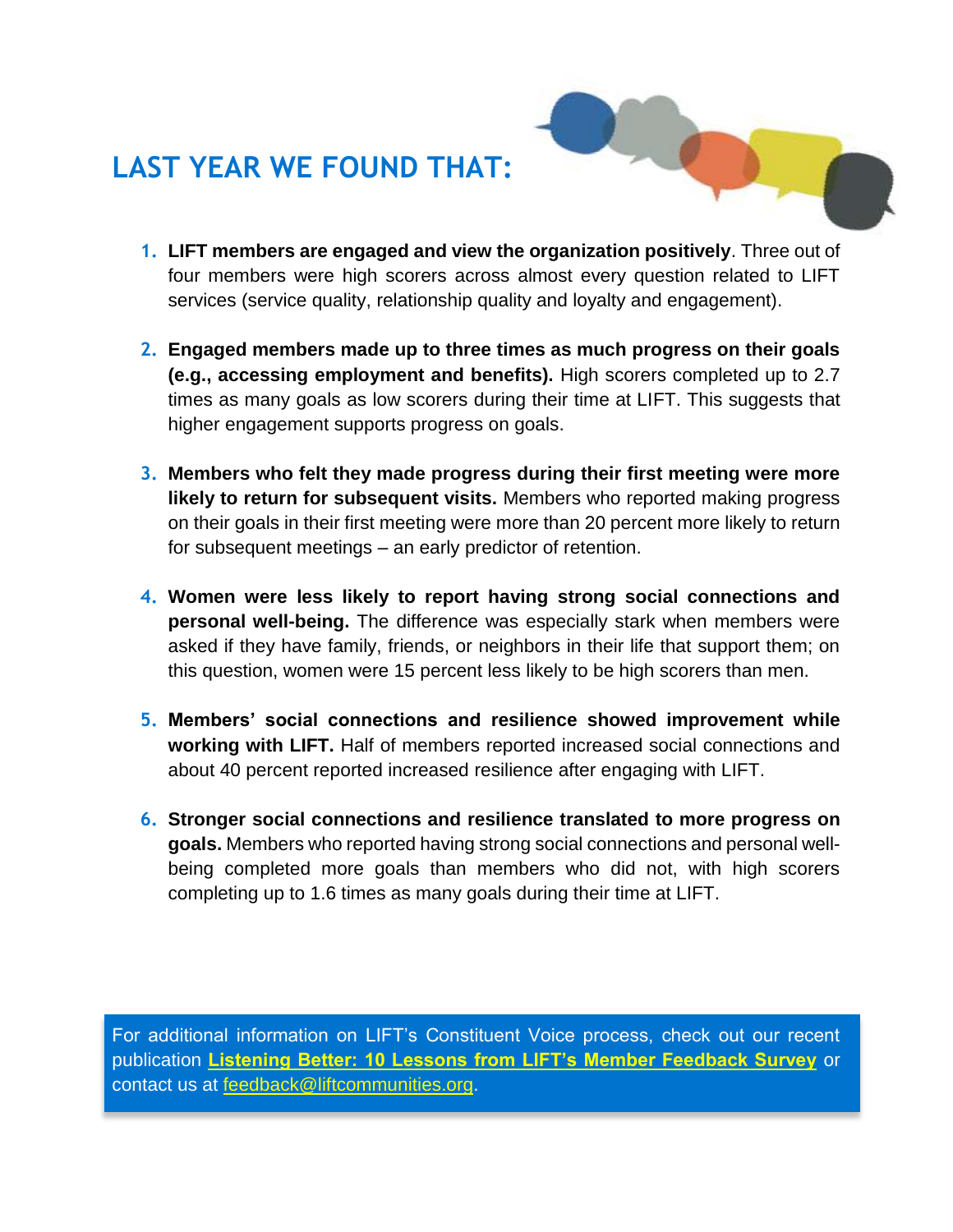## LAST YEAR WE FOUND THAT:

1. **LIFT members are engaged and view the organization positively**. Three out of four members were high scorers across almost every question related to LIFT services (service quality, relationship quality and loyalty and engagement).

2. **Engaged members made up to three times as much progress on their goals (e.g., accessing employment and benefits).** High scorers completed up to 2.7 times as many goals as low scorers during their time at LIFT. This suggests that higher engagement supports progress on goals.

3. **Members who felt they made progress during their first meeting were more likely to return for subsequent visits.** Members who reported making progress on their goals in their first meeting were more than 20 percent more likely to return for subsequent meetings – an early predictor of retention.

4. **Women were less likely to report having strong social connections and personal well-being.** The difference was especially stark when members were asked if they have family, friends, or neighbors in their life that support them; on this question, women were 15 percent less likely to be high scorers than men.

5. **Members' social connections and resilience showed improvement while working with LIFT.** Half of members reported increased social connections and about 40 percent reported increased resilience after engaging with LIFT.

6. **Stronger social connections and resilience translated to more progress on goals.** Members who reported having strong social connections and personal well-being completed more goals than members who did not, with high scorers completing up to 1.6 times as many goals during their time at LIFT.

For additional information on LIFT's Constituent Voice process, check out our recent publication **Listening Better: 10 Lessons from LIFT's Member Feedback Survey** or contact us at feedback@liftcommunities.org.